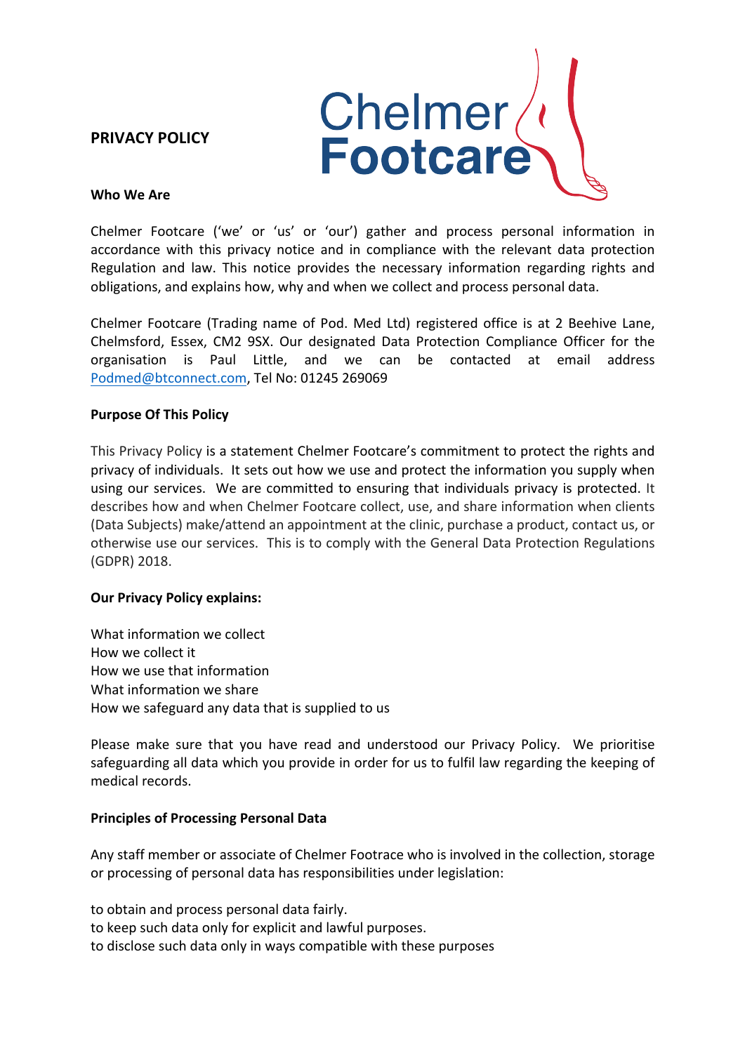# PRIVACY POLICY

**Who We Are**

Chelmer Footcare ('we' or 'us' or 'our') gather and process personal information in accordance with this privacy notice and in compliance with the relevant data protection Regulation and law. This notice provides the necessary information regarding rights and obligations, and explains how, why and when we collect and process personal data.

Chelmer Footcare (Trading name of Pod. Med Ltd) registered office is at 2 Beehive Lane, Chelmsford, Essex, CM2 9SX. Our designated Data Protection Compliance Officer for the organisation is Paul Little, and we can be contacted at email address Podmed@btconnect.com, Tel No: 01245 269069

**Purpose Of This Policy**

This Privacy Policy is a statement Chelmer Footcare's commitment to protect the rights and privacy of individuals. It sets out how we use and protect the information you supply when using our services. We are committed to ensuring that individuals privacy is protected. It describes how and when Chelmer Footcare collect, use, and share information when clients (Data Subjects) make/attend an appointment at the clinic, purchase a product, contact us, or otherwise use our services. This is to comply with the General Data Protection Regulations (GDPR) 2018.

**Our Privacy Policy explains:**

What information we collect
How we collect it
How we use that information
What information we share
How we safeguard any data that is supplied to us

Please make sure that you have read and understood our Privacy Policy. We prioritise safeguarding all data which you provide in order for us to fulfil law regarding the keeping of medical records.

**Principles of Processing Personal Data**

Any staff member or associate of Chelmer Footrace who is involved in the collection, storage or processing of personal data has responsibilities under legislation:

to obtain and process personal data fairly.
to keep such data only for explicit and lawful purposes.
to disclose such data only in ways compatible with these purposes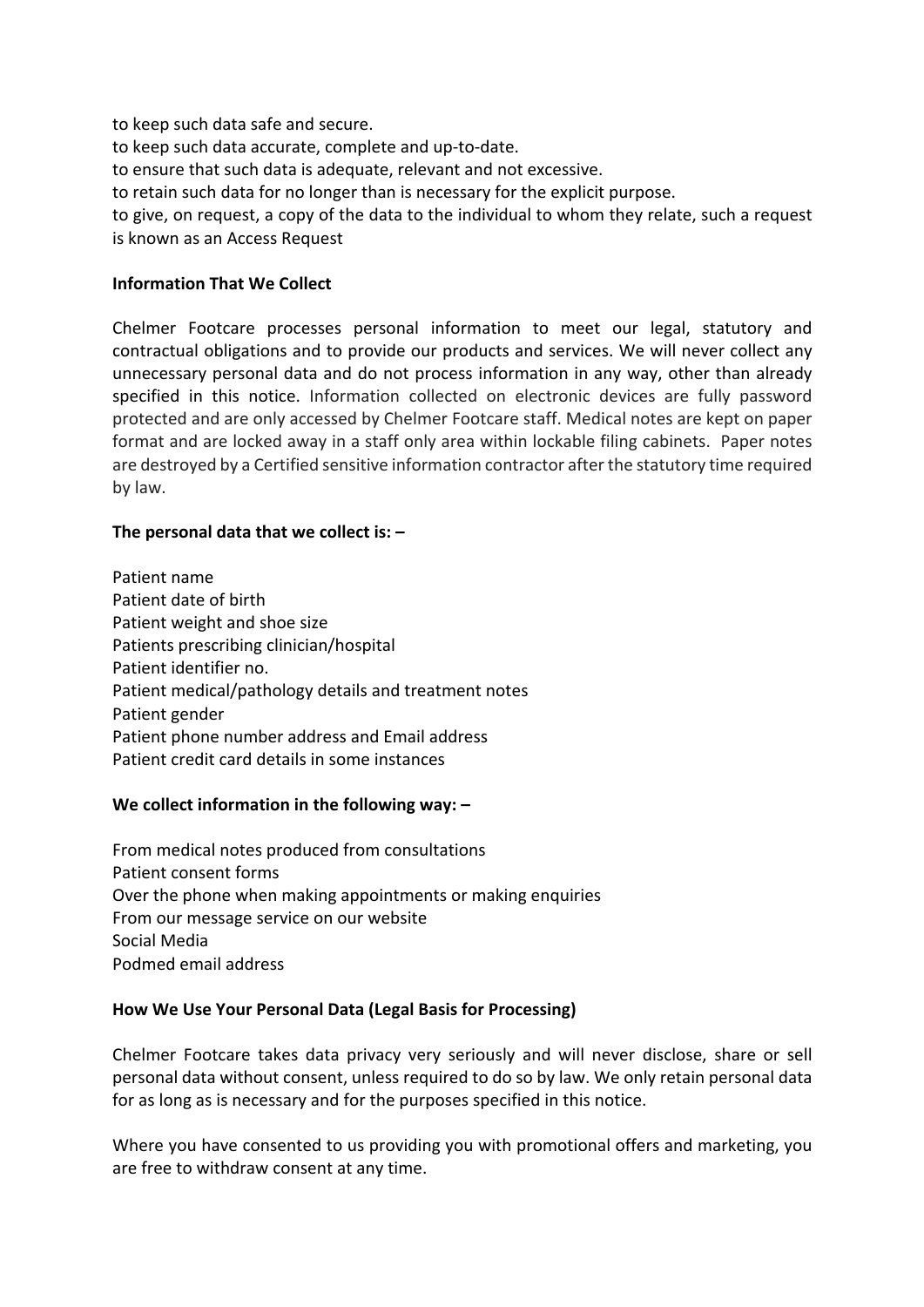to keep such data safe and secure.
to keep such data accurate, complete and up-to-date.
to ensure that such data is adequate, relevant and not excessive.
to retain such data for no longer than is necessary for the explicit purpose.
to give, on request, a copy of the data to the individual to whom they relate, such a request is known as an Access Request

**Information That We Collect**

Chelmer Footcare processes personal information to meet our legal, statutory and contractual obligations and to provide our products and services. We will never collect any unnecessary personal data and do not process information in any way, other than already specified in this notice. Information collected on electronic devices are fully password protected and are only accessed by Chelmer Footcare staff. Medical notes are kept on paper format and are locked away in a staff only area within lockable filing cabinets. Paper notes are destroyed by a Certified sensitive information contractor after the statutory time required by law.

**The personal data that we collect is: –**

Patient name
Patient date of birth
Patient weight and shoe size
Patients prescribing clinician/hospital
Patient identifier no.
Patient medical/pathology details and treatment notes
Patient gender
Patient phone number address and Email address
Patient credit card details in some instances

**We collect information in the following way: –**

From medical notes produced from consultations
Patient consent forms
Over the phone when making appointments or making enquiries
From our message service on our website
Social Media
Podmed email address

**How We Use Your Personal Data (Legal Basis for Processing)**

Chelmer Footcare takes data privacy very seriously and will never disclose, share or sell personal data without consent, unless required to do so by law. We only retain personal data for as long as is necessary and for the purposes specified in this notice.

Where you have consented to us providing you with promotional offers and marketing, you are free to withdraw consent at any time.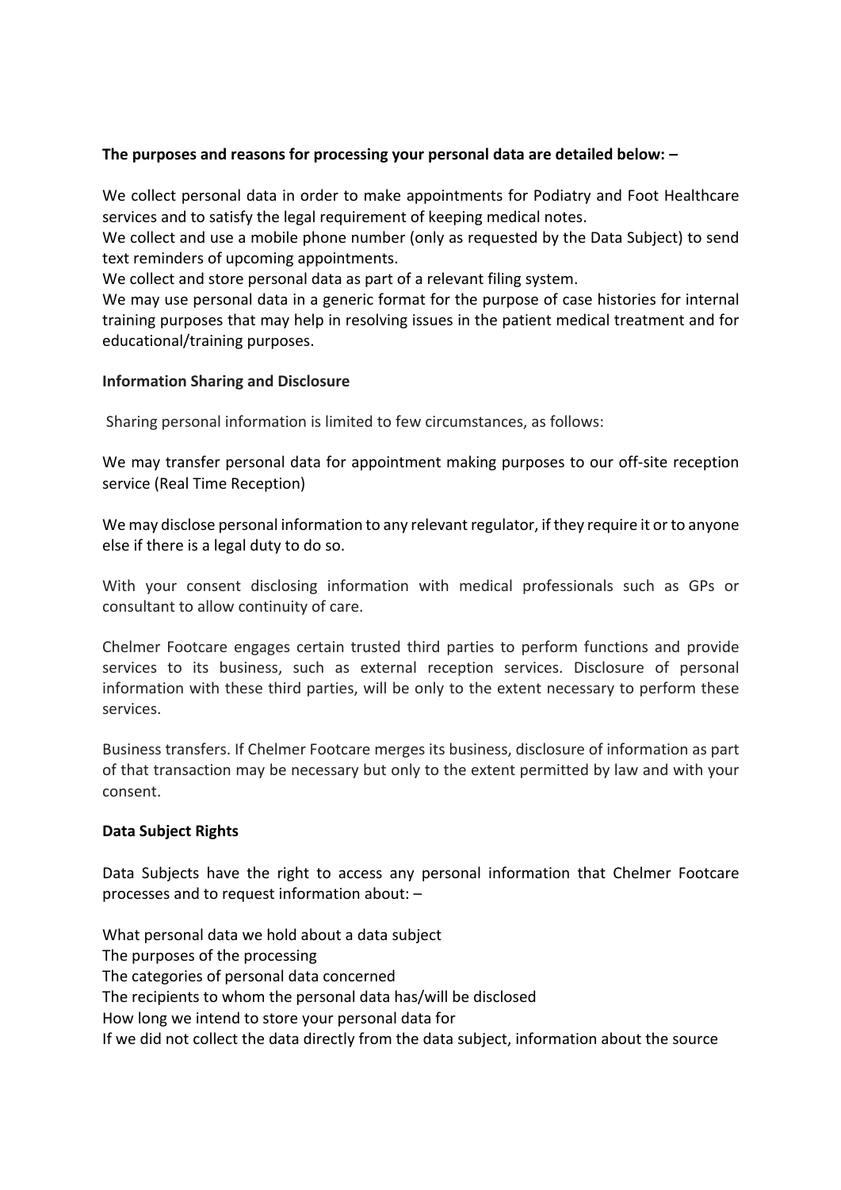**The purposes and reasons for processing your personal data are detailed below: –**

We collect personal data in order to make appointments for Podiatry and Foot Healthcare services and to satisfy the legal requirement of keeping medical notes.
We collect and use a mobile phone number (only as requested by the Data Subject) to send text reminders of upcoming appointments.
We collect and store personal data as part of a relevant filing system.
We may use personal data in a generic format for the purpose of case histories for internal training purposes that may help in resolving issues in the patient medical treatment and for educational/training purposes.

**Information Sharing and Disclosure**

Sharing personal information is limited to few circumstances, as follows:

We may transfer personal data for appointment making purposes to our off-site reception service (Real Time Reception)

We may disclose personal information to any relevant regulator, if they require it or to anyone else if there is a legal duty to do so.

With your consent disclosing information with medical professionals such as GPs or consultant to allow continuity of care.

Chelmer Footcare engages certain trusted third parties to perform functions and provide services to its business, such as external reception services. Disclosure of personal information with these third parties, will be only to the extent necessary to perform these services.

Business transfers. If Chelmer Footcare merges its business, disclosure of information as part of that transaction may be necessary but only to the extent permitted by law and with your consent.

**Data Subject Rights**

Data Subjects have the right to access any personal information that Chelmer Footcare processes and to request information about: –

What personal data we hold about a data subject
The purposes of the processing
The categories of personal data concerned
The recipients to whom the personal data has/will be disclosed
How long we intend to store your personal data for
If we did not collect the data directly from the data subject, information about the source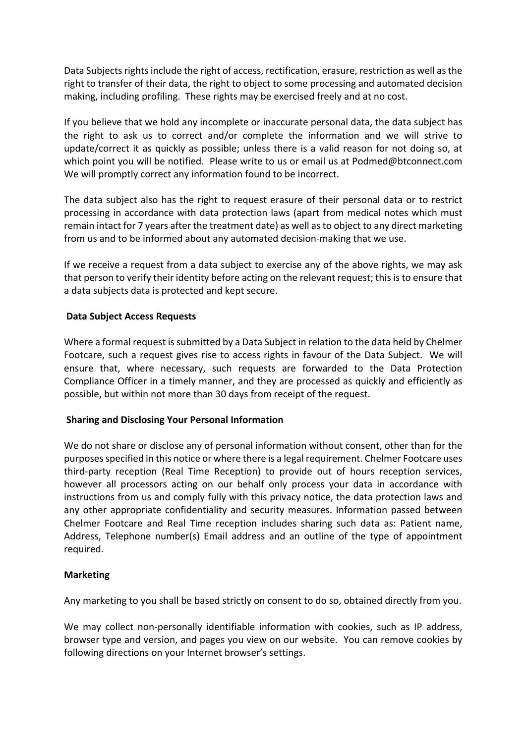Data Subjects rights include the right of access, rectification, erasure, restriction as well as the right to transfer of their data, the right to object to some processing and automated decision making, including profiling. These rights may be exercised freely and at no cost.

If you believe that we hold any incomplete or inaccurate personal data, the data subject has the right to ask us to correct and/or complete the information and we will strive to update/correct it as quickly as possible; unless there is a valid reason for not doing so, at which point you will be notified. Please write to us or email us at Podmed@btconnect.com We will promptly correct any information found to be incorrect.

The data subject also has the right to request erasure of their personal data or to restrict processing in accordance with data protection laws (apart from medical notes which must remain intact for 7 years after the treatment date) as well as to object to any direct marketing from us and to be informed about any automated decision-making that we use.

If we receive a request from a data subject to exercise any of the above rights, we may ask that person to verify their identity before acting on the relevant request; this is to ensure that a data subjects data is protected and kept secure.

**Data Subject Access Requests**

Where a formal request is submitted by a Data Subject in relation to the data held by Chelmer Footcare, such a request gives rise to access rights in favour of the Data Subject. We will ensure that, where necessary, such requests are forwarded to the Data Protection Compliance Officer in a timely manner, and they are processed as quickly and efficiently as possible, but within not more than 30 days from receipt of the request.

**Sharing and Disclosing Your Personal Information**

We do not share or disclose any of personal information without consent, other than for the purposes specified in this notice or where there is a legal requirement. Chelmer Footcare uses third-party reception (Real Time Reception) to provide out of hours reception services, however all processors acting on our behalf only process your data in accordance with instructions from us and comply fully with this privacy notice, the data protection laws and any other appropriate confidentiality and security measures. Information passed between Chelmer Footcare and Real Time reception includes sharing such data as: Patient name, Address, Telephone number(s) Email address and an outline of the type of appointment required.

**Marketing**

Any marketing to you shall be based strictly on consent to do so, obtained directly from you.

We may collect non-personally identifiable information with cookies, such as IP address, browser type and version, and pages you view on our website. You can remove cookies by following directions on your Internet browser's settings.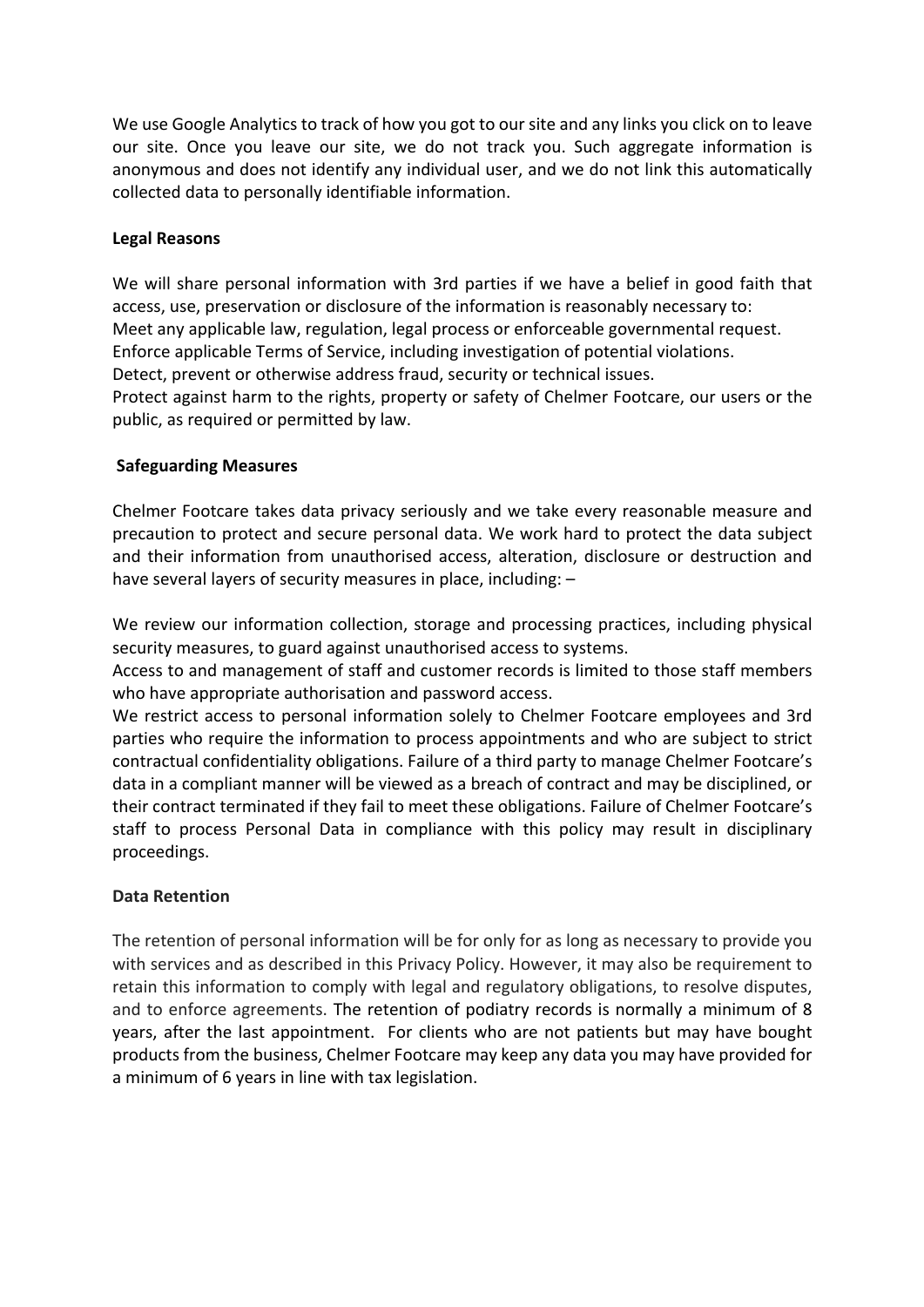We use Google Analytics to track of how you got to our site and any links you click on to leave our site. Once you leave our site, we do not track you. Such aggregate information is anonymous and does not identify any individual user, and we do not link this automatically collected data to personally identifiable information.

**Legal Reasons**

We will share personal information with 3rd parties if we have a belief in good faith that access, use, preservation or disclosure of the information is reasonably necessary to:
Meet any applicable law, regulation, legal process or enforceable governmental request.
Enforce applicable Terms of Service, including investigation of potential violations.
Detect, prevent or otherwise address fraud, security or technical issues.
Protect against harm to the rights, property or safety of Chelmer Footcare, our users or the public, as required or permitted by law.

**Safeguarding Measures**

Chelmer Footcare takes data privacy seriously and we take every reasonable measure and precaution to protect and secure personal data. We work hard to protect the data subject and their information from unauthorised access, alteration, disclosure or destruction and have several layers of security measures in place, including: –

We review our information collection, storage and processing practices, including physical security measures, to guard against unauthorised access to systems.
Access to and management of staff and customer records is limited to those staff members who have appropriate authorisation and password access.
We restrict access to personal information solely to Chelmer Footcare employees and 3rd parties who require the information to process appointments and who are subject to strict contractual confidentiality obligations. Failure of a third party to manage Chelmer Footcare's data in a compliant manner will be viewed as a breach of contract and may be disciplined, or their contract terminated if they fail to meet these obligations. Failure of Chelmer Footcare's staff to process Personal Data in compliance with this policy may result in disciplinary proceedings.

**Data Retention**

The retention of personal information will be for only for as long as necessary to provide you with services and as described in this Privacy Policy. However, it may also be requirement to retain this information to comply with legal and regulatory obligations, to resolve disputes, and to enforce agreements. The retention of podiatry records is normally a minimum of 8 years, after the last appointment. For clients who are not patients but may have bought products from the business, Chelmer Footcare may keep any data you may have provided for a minimum of 6 years in line with tax legislation.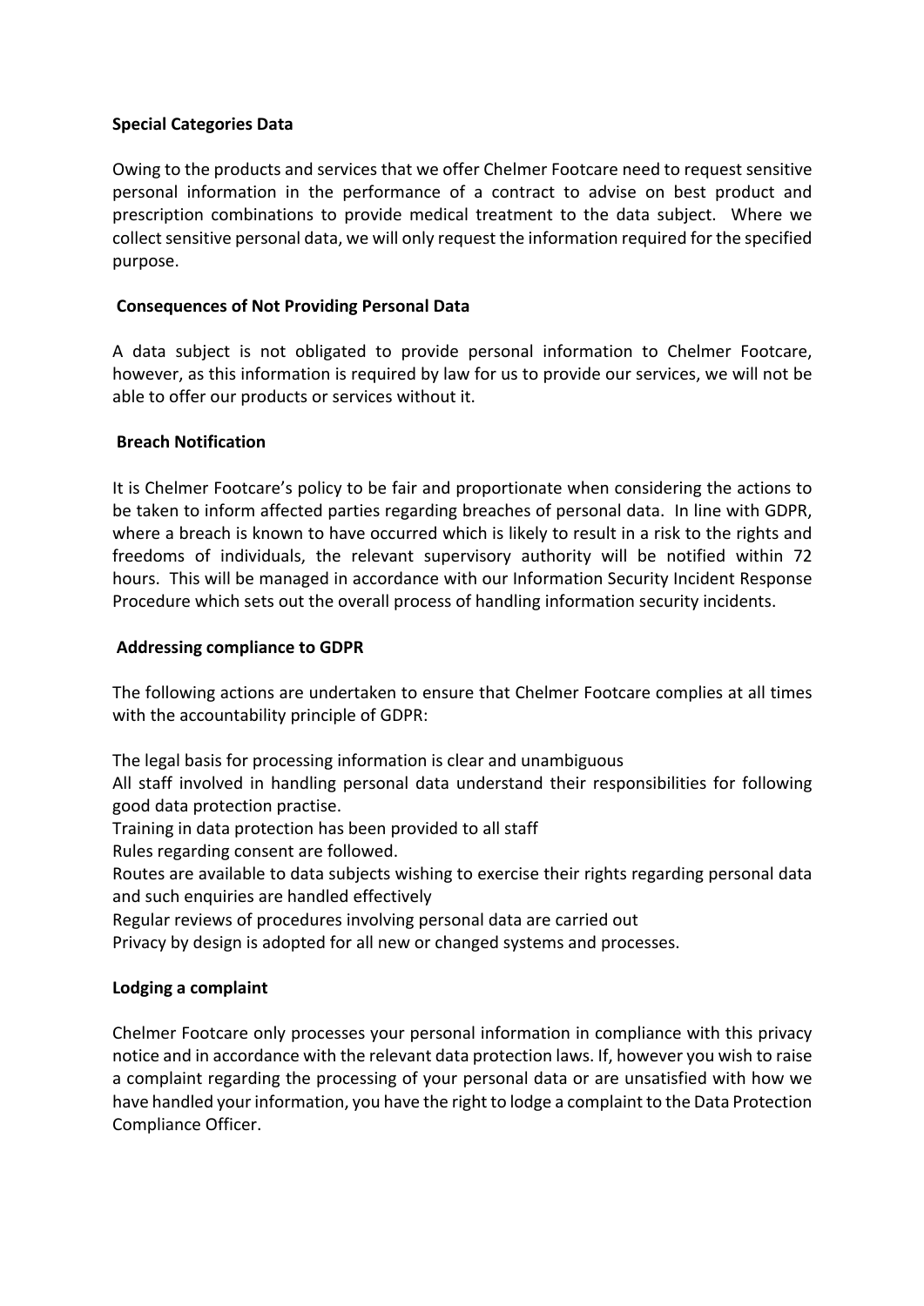**Special Categories Data**

Owing to the products and services that we offer Chelmer Footcare need to request sensitive personal information in the performance of a contract to advise on best product and prescription combinations to provide medical treatment to the data subject. Where we collect sensitive personal data, we will only request the information required for the specified purpose.

**Consequences of Not Providing Personal Data**

A data subject is not obligated to provide personal information to Chelmer Footcare, however, as this information is required by law for us to provide our services, we will not be able to offer our products or services without it.

**Breach Notification**

It is Chelmer Footcare's policy to be fair and proportionate when considering the actions to be taken to inform affected parties regarding breaches of personal data. In line with GDPR, where a breach is known to have occurred which is likely to result in a risk to the rights and freedoms of individuals, the relevant supervisory authority will be notified within 72 hours. This will be managed in accordance with our Information Security Incident Response Procedure which sets out the overall process of handling information security incidents.

**Addressing compliance to GDPR**

The following actions are undertaken to ensure that Chelmer Footcare complies at all times with the accountability principle of GDPR:

The legal basis for processing information is clear and unambiguous
All staff involved in handling personal data understand their responsibilities for following good data protection practise.
Training in data protection has been provided to all staff
Rules regarding consent are followed.
Routes are available to data subjects wishing to exercise their rights regarding personal data and such enquiries are handled effectively
Regular reviews of procedures involving personal data are carried out
Privacy by design is adopted for all new or changed systems and processes.

**Lodging a complaint**

Chelmer Footcare only processes your personal information in compliance with this privacy notice and in accordance with the relevant data protection laws. If, however you wish to raise a complaint regarding the processing of your personal data or are unsatisfied with how we have handled your information, you have the right to lodge a complaint to the Data Protection Compliance Officer.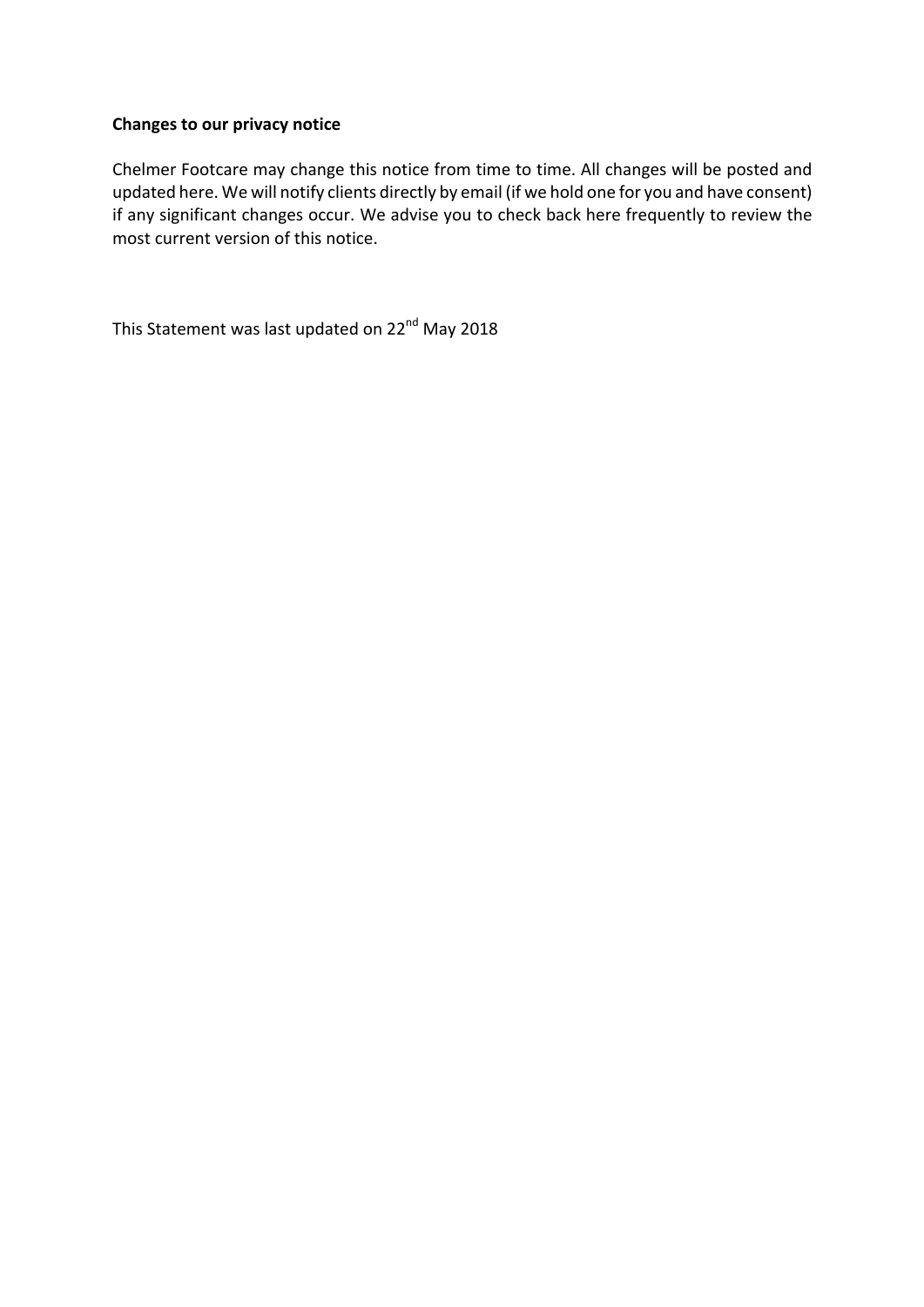**Changes to our privacy notice**

Chelmer Footcare may change this notice from time to time. All changes will be posted and updated here. We will notify clients directly by email (if we hold one for you and have consent) if any significant changes occur. We advise you to check back here frequently to review the most current version of this notice.

This Statement was last updated on 22nd May 2018